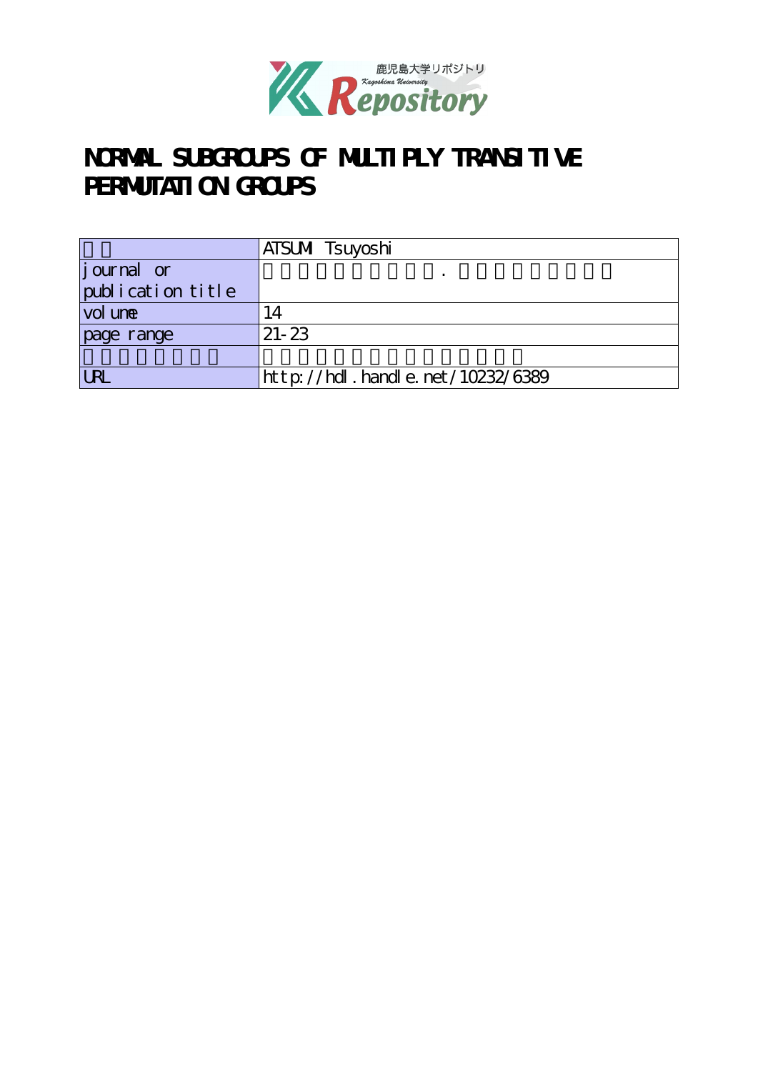# NORMAL SUBGROUPS OF MULTIPLY TRANSITIVE PERMUTATION GROUPS

| | |
|---|---|
| | ATSUMI Tsuyoshi |
| journal or publication title | . |
| volume | 14 |
| page range | 21-23 |
| | |
| URL | http://hdl.handle.net/10232/6389 |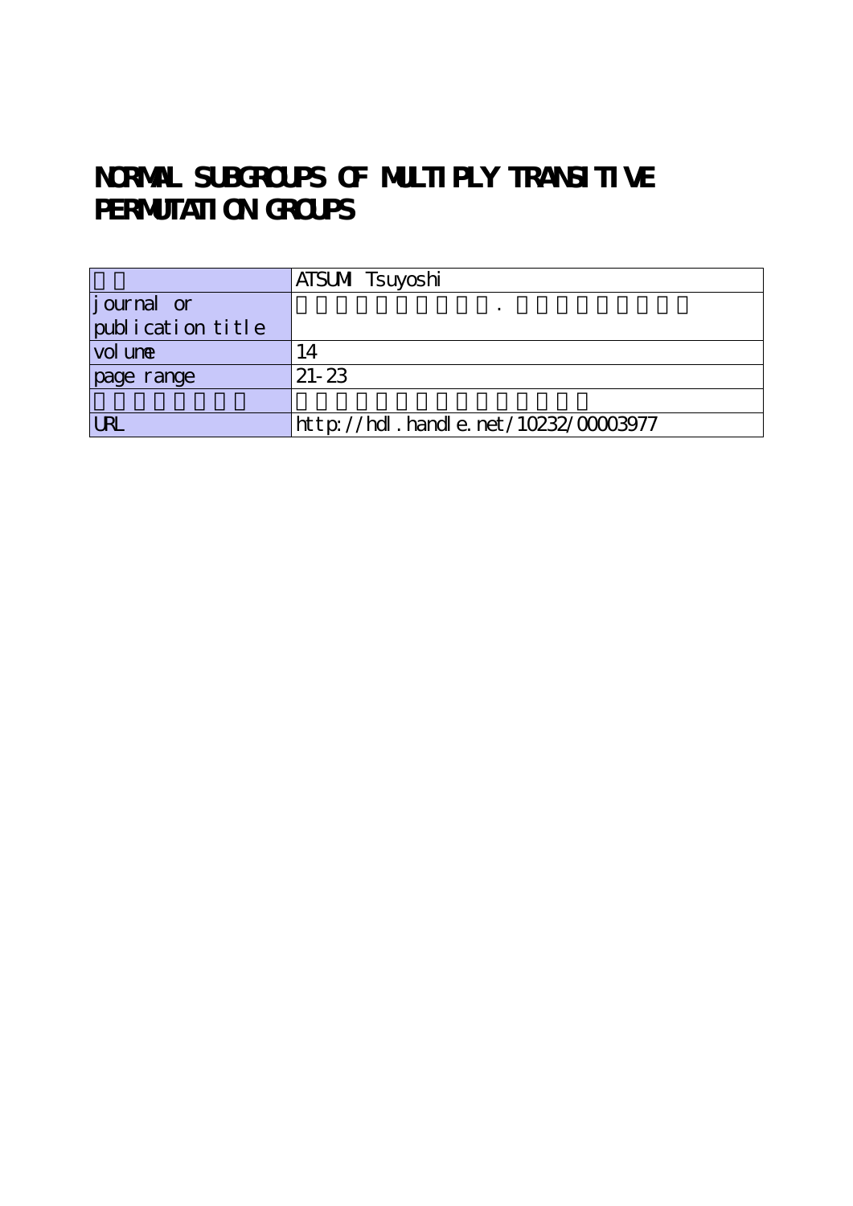# NORMAL SUBGROUPS OF MULTIPLY TRANSITIVE PERMUTATION GROUPS

| | ATSUMI Tsuyoshi |
|---|---|
| journal or publication title | . |
| volume | 14 |
| page range | 21-23 |
| | |
| URL | http://hdl.handle.net/10232/00003977 |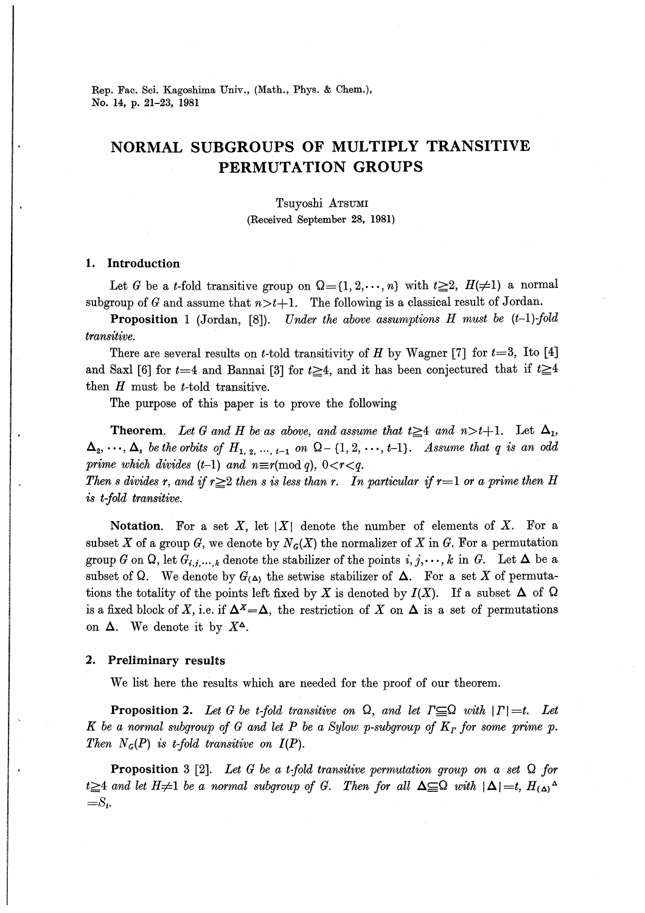Rep. Fac. Sci. Kagoshima Univ., (Math., Phys. & Chem.),
No. 14, p. 21–23, 1981

# NORMAL SUBGROUPS OF MULTIPLY TRANSITIVE PERMUTATION GROUPS

Tsuyoshi Atsumi
(Received September 28, 1981)

## 1. Introduction

Let $G$ be a $t$-fold transitive group on $\Omega=\{1, 2, \cdots, n\}$ with $t \geqq 2$, $H(\neq 1)$ a normal subgroup of $G$ and assume that $n > t+1$. The following is a classical result of Jordan.

**Proposition** 1 (Jordan, [8]). *Under the above assumptions $H$ must be $(t-1)$-fold transitive.*

There are several results on $t$-told transitivity of $H$ by Wagner [7] for $t=3$, Ito [4] and Saxl [6] for $t=4$ and Bannai [3] for $t \geqq 4$, and it has been conjectured that if $t \geqq 4$ then $H$ must be $t$-told transitive.

The purpose of this paper is to prove the following

**Theorem.** *Let $G$ and $H$ be as above, and assume that $t \geqq 4$ and $n > t+1$. Let $\Delta_1$, $\Delta_2, \cdots, \Delta_s$ be the orbits of $H_{1,2,\cdots,t-1}$ on $\Omega - \{1, 2, \cdots, t-1\}$. Assume that $q$ is an odd prime which divides $(t-1)$ and $n \equiv r (\mathrm{mod}\ q)$, $0 < r < q$.*
*Then $s$ divides $r$, and if $r \geqq 2$ then $s$ is less than $r$. In particular if $r=1$ or a prime then $H$ is $t$-fold transitive.*

**Notation.** For a set $X$, let $|X|$ denote the number of elements of $X$. For a subset $X$ of a group $G$, we denote by $N_G(X)$ the normalizer of $X$ in $G$. For a permutation group $G$ on $\Omega$, let $G_{i,j,\cdots,k}$ denote the stabilizer of the points $i, j, \cdots, k$ in $G$. Let $\Delta$ be a subset of $\Omega$. We denote by $G_{(\Delta)}$ the setwise stabilizer of $\Delta$. For a set $X$ of permutations the totality of the points left fixed by $X$ is denoted by $I(X)$. If a subset $\Delta$ of $\Omega$ is a fixed block of $X$, i.e. if $\Delta^X=\Delta$, the restriction of $X$ on $\Delta$ is a set of permutations on $\Delta$. We denote it by $X^\Delta$.

## 2. Preliminary results

We list here the results which are needed for the proof of our theorem.

**Proposition 2.** *Let $G$ be $t$-fold transitive on $\Omega$, and let $\Gamma \subseteqq \Omega$ with $|\Gamma|=t$. Let $K$ be a normal subgroup of $G$ and let $P$ be a Sylow $p$-subgroup of $K_\Gamma$ for some prime $p$. Then $N_G(P)$ is $t$-fold transitive on $I(P)$.*

**Proposition 3** [2]. *Let $G$ be a $t$-fold transitive permutation group on a set $\Omega$ for $t \geqq 4$ and let $H \neq 1$ be a normal subgroup of $G$. Then for all $\Delta \subseteqq \Omega$ with $|\Delta|=t$, $H_{(\Delta)}{}^\Delta = S_t$.*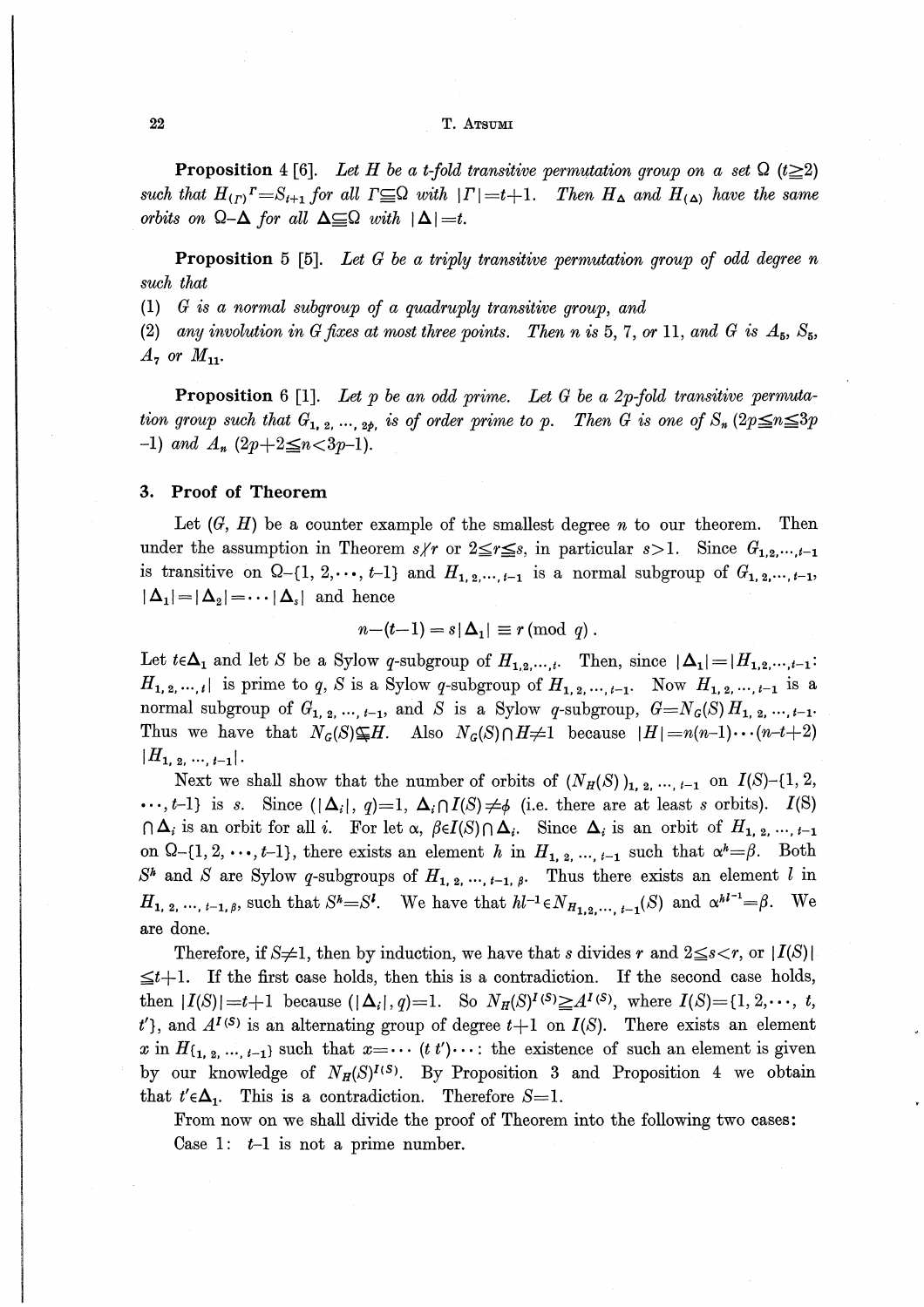**Proposition 4** [6]. *Let $H$ be a $t$-fold transitive permutation group on a set $\Omega$ $(t \geqq 2)$ such that $H_{(\Gamma)}{}^{\Gamma} = S_{t+1}$ for all $\Gamma \subseteqq \Omega$ with $|\Gamma| = t+1$. Then $H_{\Delta}$ and $H_{(\Delta)}$ have the same orbits on $\Omega - \Delta$ for all $\Delta \subseteqq \Omega$ with $|\Delta| = t$.*

**Proposition 5** [5]. *Let $G$ be a triply transitive permutation group of odd degree $n$ such that*

*(1) $G$ is a normal subgroup of a quadruply transitive group, and*

*(2) any involution in $G$ fixes at most three points. Then $n$ is 5, 7, or 11, and $G$ is $A_5$, $S_5$, $A_7$ or $M_{11}$.*

**Proposition 6** [1]. *Let $p$ be an odd prime. Let $G$ be a $2p$-fold transitive permutation group such that $G_{1,2,\cdots,2p}$ is of order prime to $p$. Then $G$ is one of $S_n$ $(2p \leqq n \leqq 3p-1)$ and $A_n$ $(2p+2 \leqq n < 3p-1)$.*

## 3. Proof of Theorem

Let $(G, H)$ be a counter example of the smallest degree $n$ to our theorem. Then under the assumption in Theorem $s \nmid r$ or $2 \leqq r \leqq s$, in particular $s > 1$. Since $G_{1,2,\cdots,t-1}$ is transitive on $\Omega - \{1, 2, \cdots, t-1\}$ and $H_{1,2,\cdots,t-1}$ is a normal subgroup of $G_{1,2,\cdots,t-1}$, $|\Delta_1| = |\Delta_2| = \cdots |\Delta_s|$ and hence

$$n-(t-1) = s|\Delta_1| \equiv r \pmod{q}.$$

Let $t \in \Delta_1$ and let $S$ be a Sylow $q$-subgroup of $H_{1,2,\cdots,t}$. Then, since $|\Delta_1| = |H_{1,2,\cdots,t-1} : H_{1,2,\cdots,t}|$ is prime to $q$, $S$ is a Sylow $q$-subgroup of $H_{1,2,\cdots,t-1}$. Now $H_{1,2,\cdots,t-1}$ is a normal subgroup of $G_{1,2,\cdots,t-1}$, and $S$ is a Sylow $q$-subgroup, $G = N_G(S) H_{1,2,\cdots,t-1}$. Thus we have that $N_G(S) \subsetneqq H$. Also $N_G(S) \cap H \neq 1$ because $|H| = n(n-1)\cdots(n-t+2) |H_{1,2,\cdots,t-1}|$.

Next we shall show that the number of orbits of $(N_H(S))_{1,2,\cdots,t-1}$ on $I(S) - \{1, 2, \cdots, t-1\}$ is $s$. Since $(|\Delta_i|, q) = 1$, $\Delta_i \cap I(S) \neq \phi$ (i.e. there are at least $s$ orbits). $I(S) \cap \Delta_i$ is an orbit for all $i$. For let $\alpha, \beta \in I(S) \cap \Delta_i$. Since $\Delta_i$ is an orbit of $H_{1,2,\cdots,t-1}$ on $\Omega - \{1, 2, \cdots, t-1\}$, there exists an element $h$ in $H_{1,2,\cdots,t-1}$ such that $\alpha^h = \beta$. Both $S^h$ and $S$ are Sylow $q$-subgroups of $H_{1,2,\cdots,t-1,\beta}$. Thus there exists an element $l$ in $H_{1,2,\cdots,t-1,\beta}$ such that $S^h = S^l$. We have that $hl^{-1} \in N_{H_{1,2,\cdots,t-1}}(S)$ and $\alpha^{hl^{-1}} = \beta$. We are done.

Therefore, if $S \neq 1$, then by induction, we have that $s$ divides $r$ and $2 \leqq s < r$, or $|I(S)| \leqq t+1$. If the first case holds, then this is a contradiction. If the second case holds, then $|I(S)| = t+1$ because $(|\Delta_i|, q) = 1$. So $N_H(S)^{I(S)} \geqq A^{I(S)}$, where $I(S) = \{1, 2, \cdots, t, t'\}$, and $A^{I(S)}$ is an alternating group of degree $t+1$ on $I(S)$. There exists an element $x$ in $H_{\{1,2,\cdots,t-1\}}$ such that $x = \cdots (t\ t') \cdots$: the existence of such an element is given by our knowledge of $N_H(S)^{I(S)}$. By Proposition 3 and Proposition 4 we obtain that $t' \in \Delta_1$. This is a contradiction. Therefore $S = 1$.

From now on we shall divide the proof of Theorem into the following two cases:

Case 1: $t-1$ is not a prime number.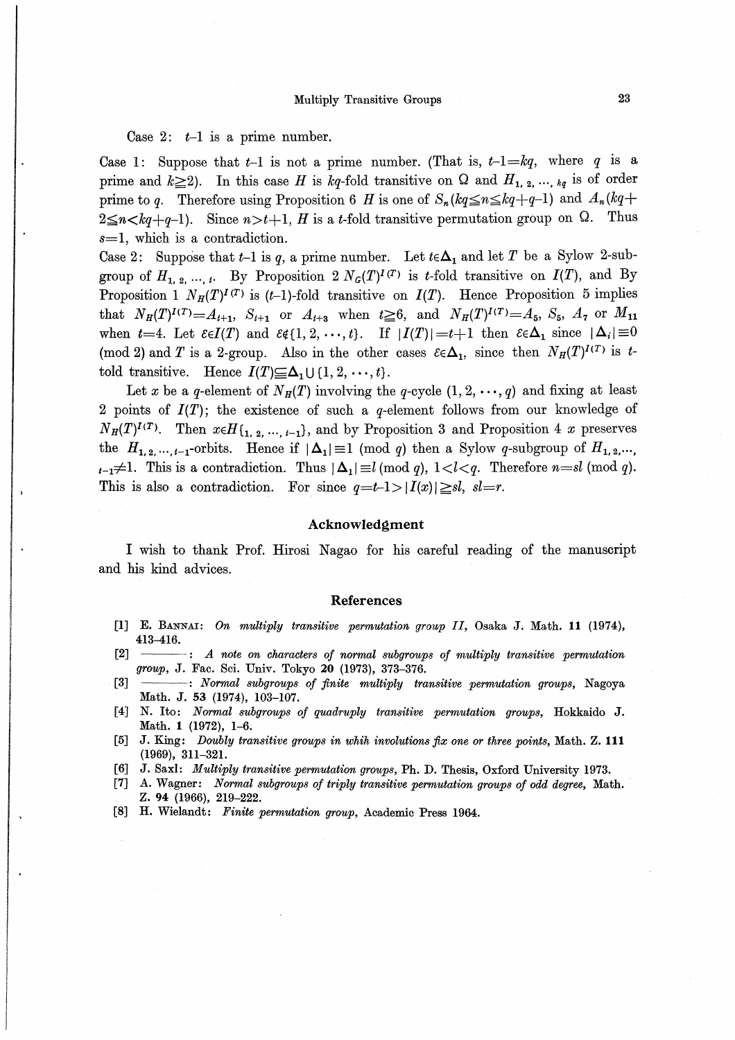Case 2: $t-1$ is a prime number.

Case 1: Suppose that $t-1$ is not a prime number. (That is, $t-1=kq$, where $q$ is a prime and $k\geqq 2$). In this case $H$ is $kq$-fold transitive on $\Omega$ and $H_{1,2,\cdots,kq}$ is of order prime to $q$. Therefore using Proposition 6 $H$ is one of $S_n(kq\leqq n\leqq kq+q-1)$ and $A_n(kq+2\leqq n<kq+q-1)$. Since $n>t+1$, $H$ is a $t$-fold transitive permutation group on $\Omega$. Thus $s=1$, which is a contradiction.

Case 2: Suppose that $t-1$ is $q$, a prime number. Let $t\in\Delta_1$ and let $T$ be a Sylow 2-subgroup of $H_{1,2,\cdots,t}$. By Proposition 2 $N_G(T)^{I(T)}$ is $t$-fold transitive on $I(T)$, and By Proposition 1 $N_H(T)^{I(T)}$ is $(t-1)$-fold transitive on $I(T)$. Hence Proposition 5 implies that $N_H(T)^{I(T)}=A_{t+1}$, $S_{t+1}$ or $A_{t+3}$ when $t\geqq 6$, and $N_H(T)^{I(T)}=A_5$, $S_5$, $A_7$ or $M_{11}$ when $t=4$. Let $\varepsilon\in I(T)$ and $\varepsilon\notin\{1,2,\cdots,t\}$. If $|I(T)|=t+1$ then $\varepsilon\in\Delta_1$ since $|\Delta_i|\equiv 0 \pmod 2$ and $T$ is a 2-group. Also in the other cases $\varepsilon\in\Delta_1$, since then $N_H(T)^{I(T)}$ is $t$-told transitive. Hence $I(T)\subseteqq\Delta_1\cup\{1,2,\cdots,t\}$.

Let $x$ be a $q$-element of $N_H(T)$ involving the $q$-cycle $(1,2,\cdots,q)$ and fixing at least 2 points of $I(T)$; the existence of such a $q$-element follows from our knowledge of $N_H(T)^{I(T)}$. Then $x\in H_{\{1,2,\cdots,t-1\}}$, and by Proposition 3 and Proposition 4 $x$ preserves the $H_{1,2,\cdots,t-1}$-orbits. Hence if $|\Delta_1|\equiv 1 \pmod q$ then a Sylow $q$-subgroup of $H_{1,2,\cdots,t-1}\neq 1$. This is a contradiction. Thus $|\Delta_1|\equiv l \pmod q$, $1<l<q$. Therefore $n=sl \pmod q$. This is also a contradiction. For since $q=t-1>|I(x)|\geqq sl$, $sl=r$.

## Acknowledgment

I wish to thank Prof. Hirosi Nagao for his careful reading of the manuscript and his kind advices.

## References

[1] E. Bannai: *On multiply transitive permutation group II*, Osaka J. Math. **11** (1974), 413–416.

[2] ———: *A note on characters of normal subgroups of multiply transitive permutation group*, J. Fac. Sci. Univ. Tokyo **20** (1973), 373–376.

[3] ———: *Normal subgroups of finite multiply transitive permutation groups*, Nagoya Math. J. **53** (1974), 103–107.

[4] N. Ito: *Normal subgroups of quadruply transitive permutation groups*, Hokkaido J. Math. **1** (1972), 1–6.

[5] J. King: *Doubly transitive groups in whih involutions fix one or three points*, Math. Z. **111** (1969), 311–321.

[6] J. Saxl: *Multiply transitive permutation groups*, Ph. D. Thesis, Oxford University 1973.

[7] A. Wagner: *Normal subgroups of triply transitive permutation groups of odd degree*, Math. Z. **94** (1966), 219–222.

[8] H. Wielandt: *Finite permutation group*, Academic Press 1964.